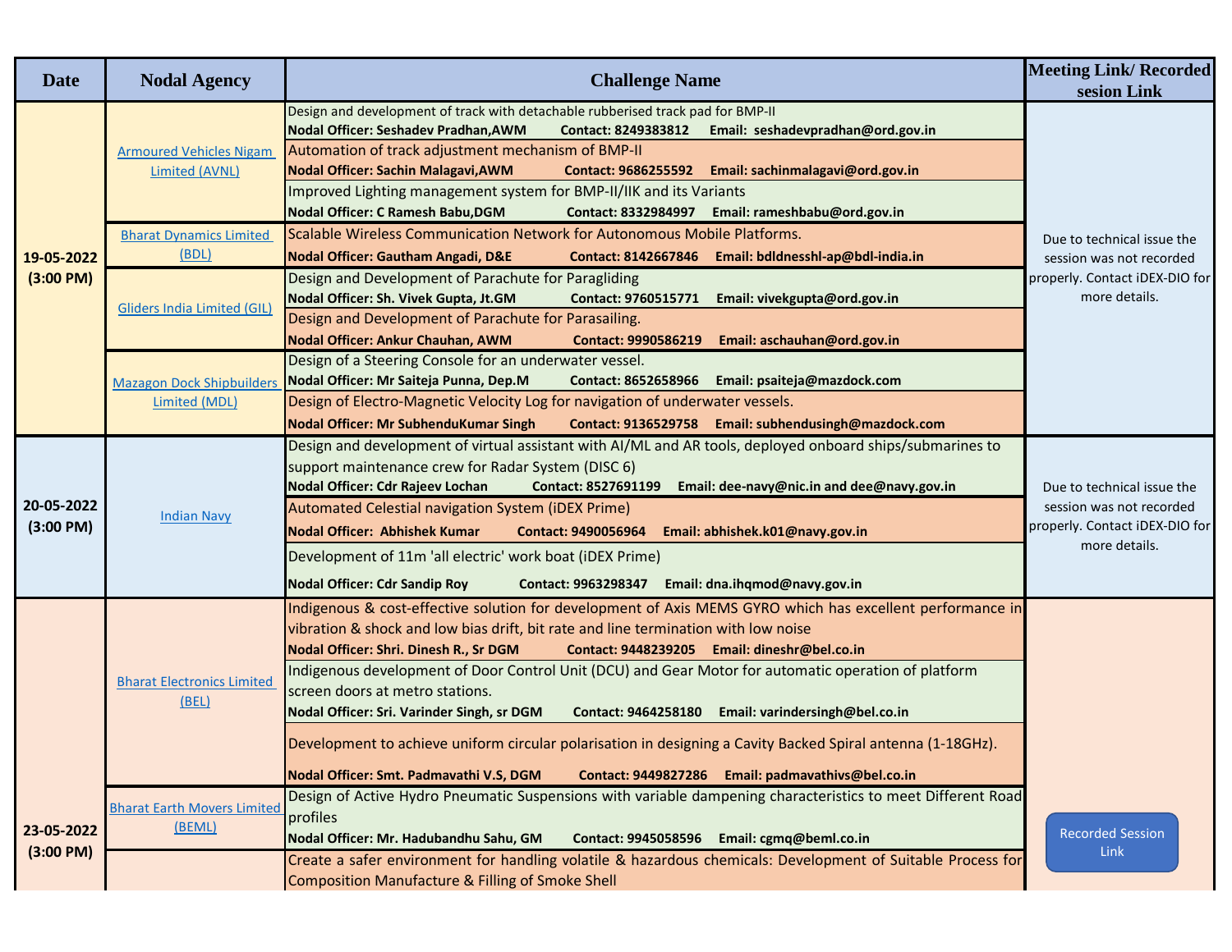| Date | Nodal Agency | Challenge Name | Meeting Link/ Recorded sesion Link |
|---|---|---|---|
| 19-05-2022 (3:00 PM) | Armoured Vehicles Nigam Limited (AVNL) | Design and development of track with detachable rubberised track pad for BMP-II<br>**Nodal Officer: Seshadev Pradhan,AWM Contact: 8249383812 Email: seshadevpradhan@ord.gov.in** | Due to technical issue the session was not recorded properly. Contact iDEX-DIO for more details. |
| | | Automation of track adjustment mechanism of BMP-II<br>**Nodal Officer: Sachin Malagavi,AWM Contact: 9686255592 Email: sachinmalagavi@ord.gov.in** | |
| | | Improved Lighting management system for BMP-II/IIK and its Variants<br>**Nodal Officer: C Ramesh Babu,DGM Contact: 8332984997 Email: rameshbabu@ord.gov.in** | |
| | Bharat Dynamics Limited (BDL) | Scalable Wireless Communication Network for Autonomous Mobile Platforms.<br>**Nodal Officer: Gautham Angadi, D&E Contact: 8142667846 Email: bdldnesshl-ap@bdl-india.in** | |
| | Gliders India Limited (GIL) | Design and Development of Parachute for Paragliding<br>**Nodal Officer: Sh. Vivek Gupta, Jt.GM Contact: 9760515771 Email: vivekgupta@ord.gov.in** | |
| | | Design and Development of Parachute for Parasailing.<br>**Nodal Officer: Ankur Chauhan, AWM Contact: 9990586219 Email: aschauhan@ord.gov.in** | |
| | Mazagon Dock Shipbuilders Limited (MDL) | Design of a Steering Console for an underwater vessel.<br>**Nodal Officer: Mr Saiteja Punna, Dep.M Contact: 8652658966 Email: psaiteja@mazdock.com** | |
| | | Design of Electro-Magnetic Velocity Log for navigation of underwater vessels.<br>**Nodal Officer: Mr SubhenduKumar Singh Contact: 9136529758 Email: subhendusingh@mazdock.com** | |
| 20-05-2022 (3:00 PM) | Indian Navy | Design and development of virtual assistant with AI/ML and AR tools, deployed onboard ships/submarines to support maintenance crew for Radar System (DISC 6)<br>**Nodal Officer: Cdr Rajeev Lochan Contact: 8527691199 Email: dee-navy@nic.in and dee@navy.gov.in** | Due to technical issue the session was not recorded properly. Contact iDEX-DIO for more details. |
| | | Automated Celestial navigation System (iDEX Prime)<br>**Nodal Officer: Abhishek Kumar Contact: 9490056964 Email: abhishek.k01@navy.gov.in** | |
| | | Development of 11m 'all electric' work boat (iDEX Prime)<br>**Nodal Officer: Cdr Sandip Roy Contact: 9963298347 Email: dna.ihqmod@navy.gov.in** | |
| 23-05-2022 (3:00 PM) | Bharat Electronics Limited (BEL) | Indigenous & cost-effective solution for development of Axis MEMS GYRO which has excellent performance in vibration & shock and low bias drift, bit rate and line termination with low noise<br>**Nodal Officer: Shri. Dinesh R., Sr DGM Contact: 9448239205 Email: dineshr@bel.co.in** | Recorded Session Link |
| | | Indigenous development of Door Control Unit (DCU) and Gear Motor for automatic operation of platform screen doors at metro stations.<br>**Nodal Officer: Sri. Varinder Singh, sr DGM Contact: 9464258180 Email: varindersingh@bel.co.in** | |
| | | Development to achieve uniform circular polarisation in designing a Cavity Backed Spiral antenna (1-18GHz).<br>**Nodal Officer: Smt. Padmavathi V.S, DGM Contact: 9449827286 Email: padmavathivs@bel.co.in** | |
| | Bharat Earth Movers Limited (BEML) | Design of Active Hydro Pneumatic Suspensions with variable dampening characteristics to meet Different Road profiles<br>**Nodal Officer: Mr. Hadubandhu Sahu, GM Contact: 9945058596 Email: cgmq@beml.co.in** | |
| | | Create a safer environment for handling volatile & hazardous chemicals: Development of Suitable Process for Composition Manufacture & Filling of Smoke Shell | |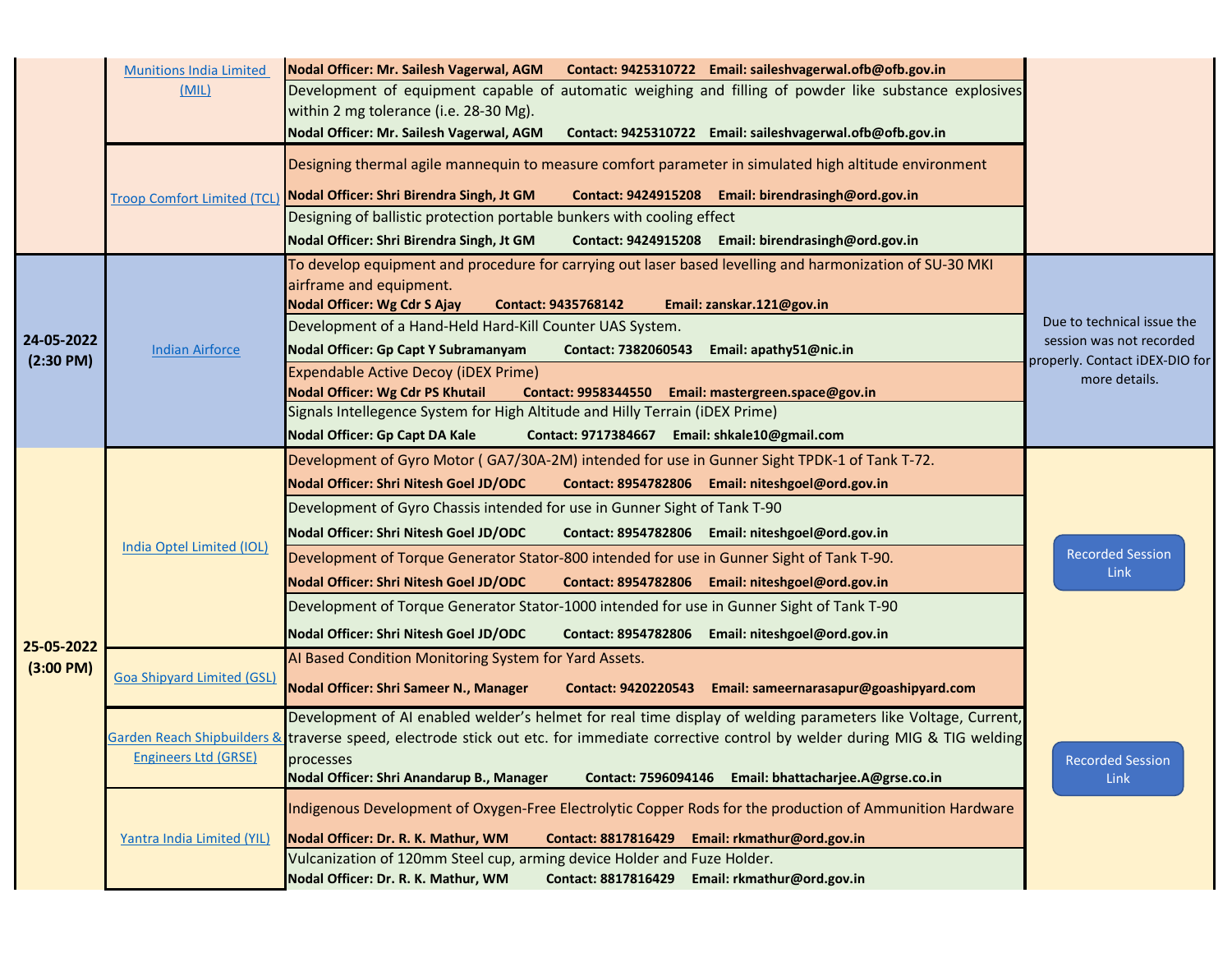| Date | Organisation | Problem Statement / Nodal Officer | Recording |
|---|---|---|---|
| | Munitions India Limited (MIL) | **Nodal Officer: Mr. Sailesh Vagerwal, AGM Contact: 9425310722 Email: saileshvagerwal.ofb@ofb.gov.in** | |
| | | Development of equipment capable of automatic weighing and filling of powder like substance explosives within 2 mg tolerance (i.e. 28-30 Mg).<br>**Nodal Officer: Mr. Sailesh Vagerwal, AGM Contact: 9425310722 Email: saileshvagerwal.ofb@ofb.gov.in** | |
| | Troop Comfort Limited (TCL) | Designing thermal agile mannequin to measure comfort parameter in simulated high altitude environment<br>**Nodal Officer: Shri Birendra Singh, Jt GM Contact: 9424915208 Email: birendrasingh@ord.gov.in** | |
| | | Designing of ballistic protection portable bunkers with cooling effect<br>**Nodal Officer: Shri Birendra Singh, Jt GM Contact: 9424915208 Email: birendrasingh@ord.gov.in** | |
| **24-05-2022 (2:30 PM)** | Indian Airforce | To develop equipment and procedure for carrying out laser based levelling and harmonization of SU-30 MKI airframe and equipment.<br>**Nodal Officer: Wg Cdr S Ajay Contact: 9435768142 Email: zanskar.121@gov.in** | Due to technical issue the session was not recorded properly. Contact iDEX-DIO for more details. |
| | | Development of a Hand-Held Hard-Kill Counter UAS System.<br>**Nodal Officer: Gp Capt Y Subramanyam Contact: 7382060543 Email: apathy51@nic.in** | |
| | | Expendable Active Decoy (iDEX Prime)<br>**Nodal Officer: Wg Cdr PS Khutail Contact: 9958344550 Email: mastergreen.space@gov.in** | |
| | | Signals Intellegence System for High Altitude and Hilly Terrain (iDEX Prime)<br>**Nodal Officer: Gp Capt DA Kale Contact: 9717384667 Email: shkale10@gmail.com** | |
| **25-05-2022 (3:00 PM)** | India Optel Limited (IOL) | Development of Gyro Motor ( GA7/30A-2M) intended for use in Gunner Sight TPDK-1 of Tank T-72.<br>**Nodal Officer: Shri Nitesh Goel JD/ODC Contact: 8954782806 Email: niteshgoel@ord.gov.in** | Recorded Session Link |
| | | Development of Gyro Chassis intended for use in Gunner Sight of Tank T-90<br>**Nodal Officer: Shri Nitesh Goel JD/ODC Contact: 8954782806 Email: niteshgoel@ord.gov.in** | |
| | | Development of Torque Generator Stator-800 intended for use in Gunner Sight of Tank T-90.<br>**Nodal Officer: Shri Nitesh Goel JD/ODC Contact: 8954782806 Email: niteshgoel@ord.gov.in** | |
| | | Development of Torque Generator Stator-1000 intended for use in Gunner Sight of Tank T-90<br>**Nodal Officer: Shri Nitesh Goel JD/ODC Contact: 8954782806 Email: niteshgoel@ord.gov.in** | |
| | Goa Shipyard Limited (GSL) | AI Based Condition Monitoring System for Yard Assets.<br>**Nodal Officer: Shri Sameer N., Manager Contact: 9420220543 Email: sameernarasapur@goashipyard.com** | |
| | Garden Reach Shipbuilders & Engineers Ltd (GRSE) | Development of AI enabled welder's helmet for real time display of welding parameters like Voltage, Current, traverse speed, electrode stick out etc. for immediate corrective control by welder during MIG & TIG welding processes<br>**Nodal Officer: Shri Anandarup B., Manager Contact: 7596094146 Email: bhattacharjee.A@grse.co.in** | Recorded Session Link |
| | Yantra India Limited (YIL) | Indigenous Development of Oxygen-Free Electrolytic Copper Rods for the production of Ammunition Hardware<br>**Nodal Officer: Dr. R. K. Mathur, WM Contact: 8817816429 Email: rkmathur@ord.gov.in** | |
| | | Vulcanization of 120mm Steel cup, arming device Holder and Fuze Holder.<br>**Nodal Officer: Dr. R. K. Mathur, WM Contact: 8817816429 Email: rkmathur@ord.gov.in** | |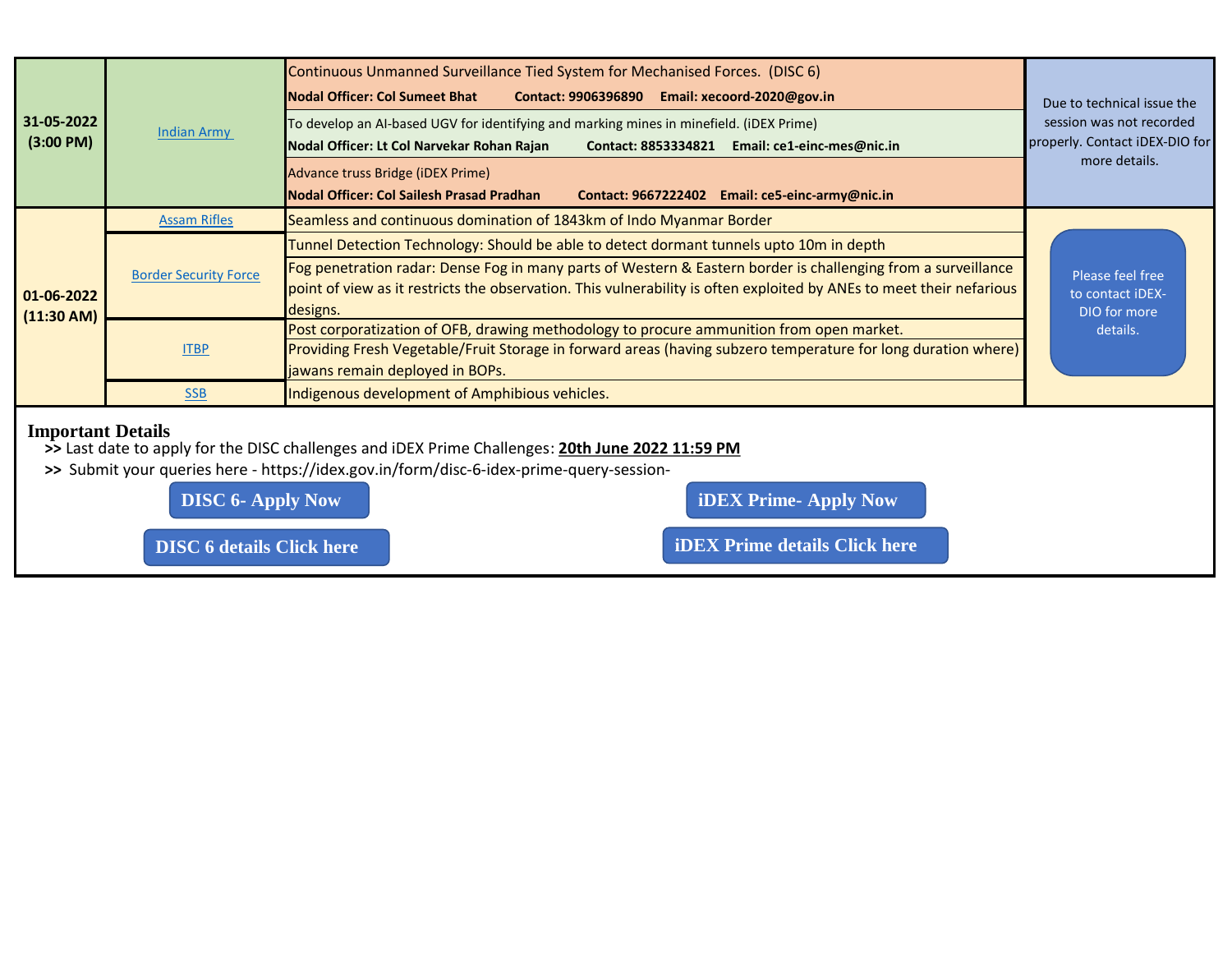| | | | |
|---|---|---|---|
| 31-05-2022 (3:00 PM) | Indian Army | Continuous Unmanned Surveillance Tied System for Mechanised Forces. (DISC 6)<br>**Nodal Officer: Col Sumeet Bhat Contact: 9906396890 Email: xecoord-2020@gov.in** | Due to technical issue the session was not recorded properly. Contact iDEX-DIO for more details. |
| | | To develop an AI-based UGV for identifying and marking mines in minefield. (iDEX Prime)<br>**Nodal Officer: Lt Col Narvekar Rohan Rajan Contact: 8853334821 Email: ce1-einc-mes@nic.in** | |
| | | Advance truss Bridge (iDEX Prime)<br>**Nodal Officer: Col Sailesh Prasad Pradhan Contact: 9667222402 Email: ce5-einc-army@nic.in** | |
| 01-06-2022 (11:30 AM) | Assam Rifles | Seamless and continuous domination of 1843km of Indo Myanmar Border | Please feel free to contact iDEX-DIO for more details. |
| | Border Security Force | Tunnel Detection Technology: Should be able to detect dormant tunnels upto 10m in depth | |
| | | Fog penetration radar: Dense Fog in many parts of Western & Eastern border is challenging from a surveillance point of view as it restricts the observation. This vulnerability is often exploited by ANEs to meet their nefarious designs. | |
| | ITBP | Post corporatization of OFB, drawing methodology to procure ammunition from open market. | |
| | | Providing Fresh Vegetable/Fruit Storage in forward areas (having subzero temperature for long duration where) jawans remain deployed in BOPs. | |
| | SSB | Indigenous development of Amphibious vehicles. | |

**Important Details**

**>>** Last date to apply for the DISC challenges and iDEX Prime Challenges: **20th June 2022 11:59 PM**

**>>** Submit your queries here - https://idex.gov.in/form/disc-6-idex-prime-query-session-

**DISC 6- Apply Now**

**iDEX Prime- Apply Now**

**DISC 6 details Click here**

**iDEX Prime details Click here**